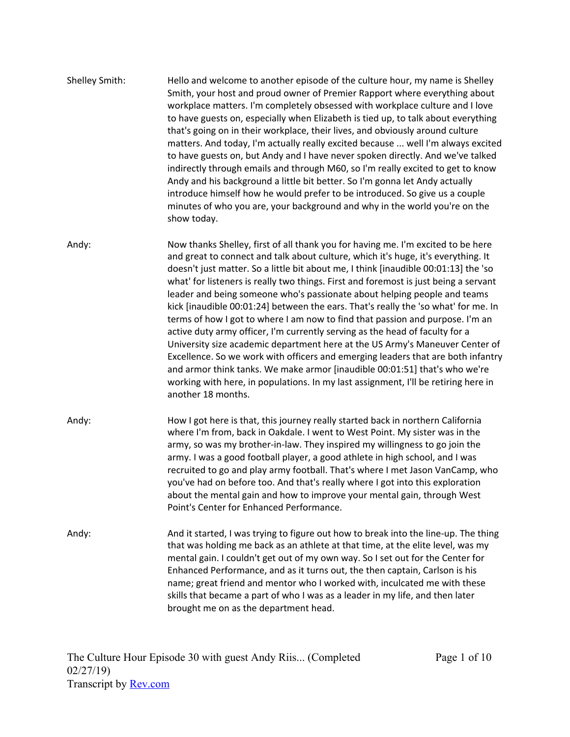**Shelley Smith:** Hello and welcome to another episode of the culture hour, my name is Shelley Smith, your host and proud owner of Premier Rapport where everything about workplace matters. I'm completely obsessed with workplace culture and I love to have guests on, especially when Elizabeth is tied up, to talk about everything that's going on in their workplace, their lives, and obviously around culture matters. And today, I'm actually really excited because ... well I'm always excited to have guests on, but Andy and I have never spoken directly. And we've talked indirectly through emails and through M60, so I'm really excited to get to know Andy and his background a little bit better. So I'm gonna let Andy actually introduce himself how he would prefer to be introduced. So give us a couple minutes of who you are, your background and why in the world you're on the show today.

**Andy:** Now thanks Shelley, first of all thank you for having me. I'm excited to be here and great to connect and talk about culture, which it's huge, it's everything. It doesn't just matter. So a little bit about me, I think [inaudible 00:01:13] the 'so what' for listeners is really two things. First and foremost is just being a servant leader and being someone who's passionate about helping people and teams kick [inaudible 00:01:24] between the ears. That's really the 'so what' for me. In terms of how I got to where I am now to find that passion and purpose. I'm an active duty army officer, I'm currently serving as the head of faculty for a University size academic department here at the US Army's Maneuver Center of Excellence. So we work with officers and emerging leaders that are both infantry and armor think tanks. We make armor [inaudible 00:01:51] that's who we're working with here, in populations. In my last assignment, I'll be retiring here in another 18 months.

**Andy:** How I got here is that, this journey really started back in northern California where I'm from, back in Oakdale. I went to West Point. My sister was in the army, so was my brother-in-law. They inspired my willingness to go join the army. I was a good football player, a good athlete in high school, and I was recruited to go and play army football. That's where I met Jason VanCamp, who you've had on before too. And that's really where I got into this exploration about the mental gain and how to improve your mental gain, through West Point's Center for Enhanced Performance.

**Andy:** And it started, I was trying to figure out how to break into the line-up. The thing that was holding me back as an athlete at that time, at the elite level, was my mental gain. I couldn't get out of my own way. So I set out for the Center for Enhanced Performance, and as it turns out, the then captain, Carlson is his name; great friend and mentor who I worked with, inculcated me with these skills that became a part of who I was as a leader in my life, and then later brought me on as the department head.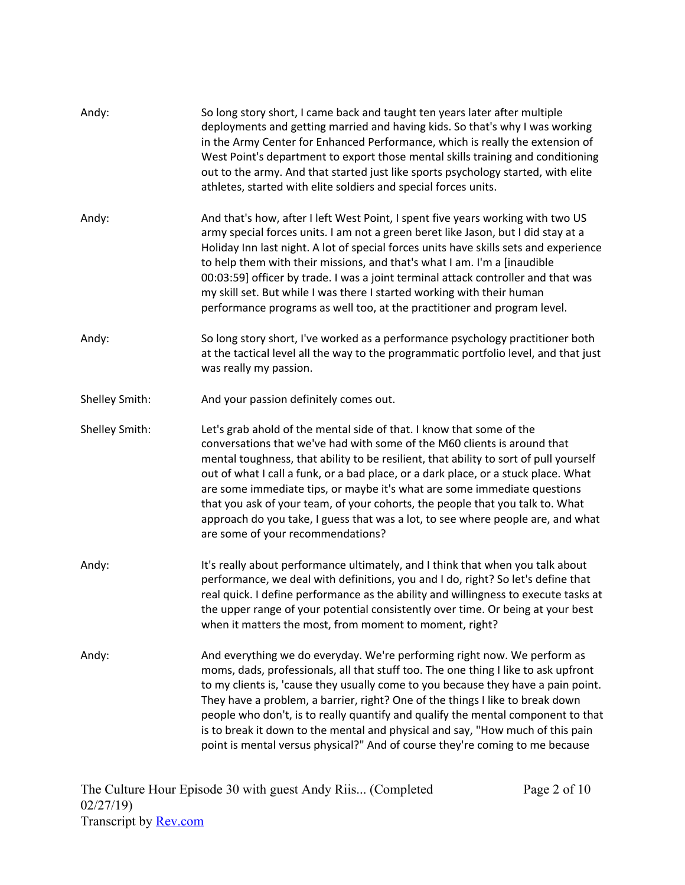Andy: So long story short, I came back and taught ten years later after multiple deployments and getting married and having kids. So that's why I was working in the Army Center for Enhanced Performance, which is really the extension of West Point's department to export those mental skills training and conditioning out to the army. And that started just like sports psychology started, with elite athletes, started with elite soldiers and special forces units.

Andy: And that's how, after I left West Point, I spent five years working with two US army special forces units. I am not a green beret like Jason, but I did stay at a Holiday Inn last night. A lot of special forces units have skills sets and experience to help them with their missions, and that's what I am. I'm a [inaudible 00:03:59] officer by trade. I was a joint terminal attack controller and that was my skill set. But while I was there I started working with their human performance programs as well too, at the practitioner and program level.

Andy: So long story short, I've worked as a performance psychology practitioner both at the tactical level all the way to the programmatic portfolio level, and that just was really my passion.

Shelley Smith: And your passion definitely comes out.

Shelley Smith: Let's grab ahold of the mental side of that. I know that some of the conversations that we've had with some of the M60 clients is around that mental toughness, that ability to be resilient, that ability to sort of pull yourself out of what I call a funk, or a bad place, or a dark place, or a stuck place. What are some immediate tips, or maybe it's what are some immediate questions that you ask of your team, of your cohorts, the people that you talk to. What approach do you take, I guess that was a lot, to see where people are, and what are some of your recommendations?

Andy: It's really about performance ultimately, and I think that when you talk about performance, we deal with definitions, you and I do, right? So let's define that real quick. I define performance as the ability and willingness to execute tasks at the upper range of your potential consistently over time. Or being at your best when it matters the most, from moment to moment, right?

Andy: And everything we do everyday. We're performing right now. We perform as moms, dads, professionals, all that stuff too. The one thing I like to ask upfront to my clients is, 'cause they usually come to you because they have a pain point. They have a problem, a barrier, right? One of the things I like to break down people who don't, is to really quantify and qualify the mental component to that is to break it down to the mental and physical and say, "How much of this pain point is mental versus physical?" And of course they're coming to me because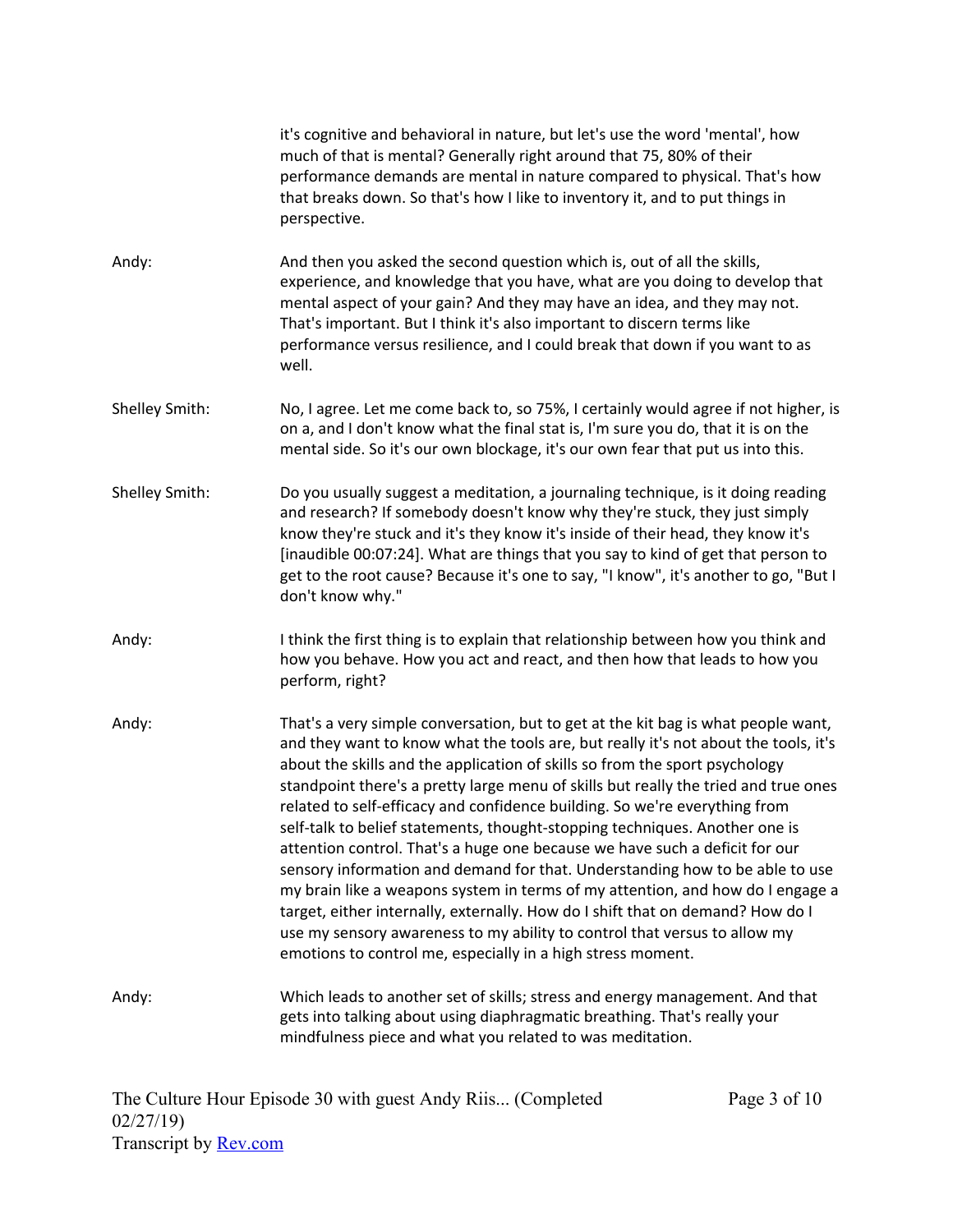it's cognitive and behavioral in nature, but let's use the word 'mental', how much of that is mental? Generally right around that 75, 80% of their performance demands are mental in nature compared to physical. That's how that breaks down. So that's how I like to inventory it, and to put things in perspective.

Andy: And then you asked the second question which is, out of all the skills, experience, and knowledge that you have, what are you doing to develop that mental aspect of your gain? And they may have an idea, and they may not. That's important. But I think it's also important to discern terms like performance versus resilience, and I could break that down if you want to as well.

Shelley Smith: No, I agree. Let me come back to, so 75%, I certainly would agree if not higher, is on a, and I don't know what the final stat is, I'm sure you do, that it is on the mental side. So it's our own blockage, it's our own fear that put us into this.

Shelley Smith: Do you usually suggest a meditation, a journaling technique, is it doing reading and research? If somebody doesn't know why they're stuck, they just simply know they're stuck and it's they know it's inside of their head, they know it's [inaudible 00:07:24]. What are things that you say to kind of get that person to get to the root cause? Because it's one to say, "I know", it's another to go, "But I don't know why."

Andy: I think the first thing is to explain that relationship between how you think and how you behave. How you act and react, and then how that leads to how you perform, right?

Andy: That's a very simple conversation, but to get at the kit bag is what people want, and they want to know what the tools are, but really it's not about the tools, it's about the skills and the application of skills so from the sport psychology standpoint there's a pretty large menu of skills but really the tried and true ones related to self-efficacy and confidence building. So we're everything from self-talk to belief statements, thought-stopping techniques. Another one is attention control. That's a huge one because we have such a deficit for our sensory information and demand for that. Understanding how to be able to use my brain like a weapons system in terms of my attention, and how do I engage a target, either internally, externally. How do I shift that on demand? How do I use my sensory awareness to my ability to control that versus to allow my emotions to control me, especially in a high stress moment.

Andy: Which leads to another set of skills; stress and energy management. And that gets into talking about using diaphragmatic breathing. That's really your mindfulness piece and what you related to was meditation.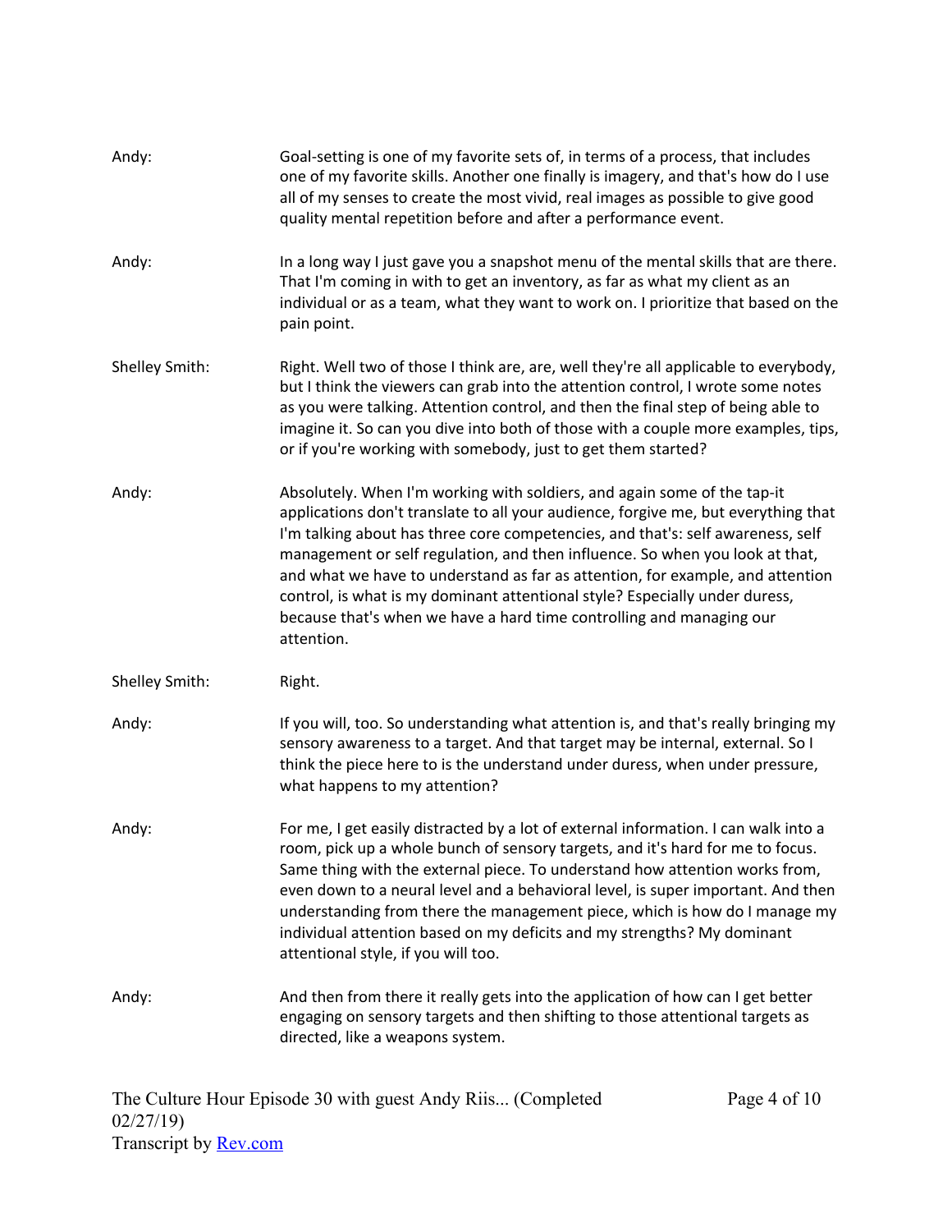Andy: Goal-setting is one of my favorite sets of, in terms of a process, that includes one of my favorite skills. Another one finally is imagery, and that's how do I use all of my senses to create the most vivid, real images as possible to give good quality mental repetition before and after a performance event.

Andy: In a long way I just gave you a snapshot menu of the mental skills that are there. That I'm coming in with to get an inventory, as far as what my client as an individual or as a team, what they want to work on. I prioritize that based on the pain point.

Shelley Smith: Right. Well two of those I think are, are, well they're all applicable to everybody, but I think the viewers can grab into the attention control, I wrote some notes as you were talking. Attention control, and then the final step of being able to imagine it. So can you dive into both of those with a couple more examples, tips, or if you're working with somebody, just to get them started?

Andy: Absolutely. When I'm working with soldiers, and again some of the tap-it applications don't translate to all your audience, forgive me, but everything that I'm talking about has three core competencies, and that's: self awareness, self management or self regulation, and then influence. So when you look at that, and what we have to understand as far as attention, for example, and attention control, is what is my dominant attentional style? Especially under duress, because that's when we have a hard time controlling and managing our attention.

Shelley Smith: Right.

Andy: If you will, too. So understanding what attention is, and that's really bringing my sensory awareness to a target. And that target may be internal, external. So I think the piece here to is the understand under duress, when under pressure, what happens to my attention?

Andy: For me, I get easily distracted by a lot of external information. I can walk into a room, pick up a whole bunch of sensory targets, and it's hard for me to focus. Same thing with the external piece. To understand how attention works from, even down to a neural level and a behavioral level, is super important. And then understanding from there the management piece, which is how do I manage my individual attention based on my deficits and my strengths? My dominant attentional style, if you will too.

Andy: And then from there it really gets into the application of how can I get better engaging on sensory targets and then shifting to those attentional targets as directed, like a weapons system.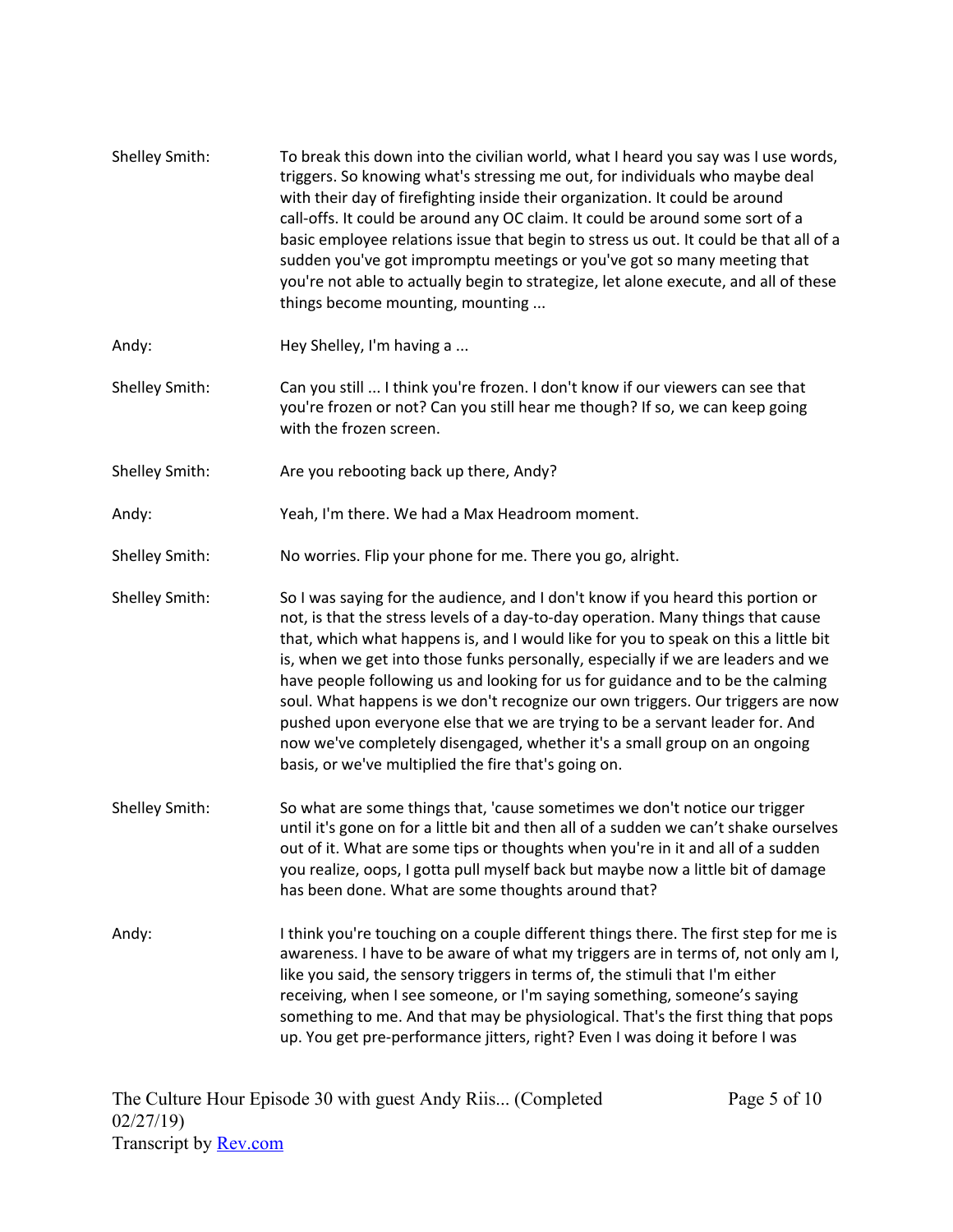**Shelley Smith:** To break this down into the civilian world, what I heard you say was I use words, triggers. So knowing what's stressing me out, for individuals who maybe deal with their day of firefighting inside their organization. It could be around call-offs. It could be around any OC claim. It could be around some sort of a basic employee relations issue that begin to stress us out. It could be that all of a sudden you've got impromptu meetings or you've got so many meeting that you're not able to actually begin to strategize, let alone execute, and all of these things become mounting, mounting ...

**Andy:** Hey Shelley, I'm having a ...

**Shelley Smith:** Can you still ... I think you're frozen. I don't know if our viewers can see that you're frozen or not? Can you still hear me though? If so, we can keep going with the frozen screen.

**Shelley Smith:** Are you rebooting back up there, Andy?

**Andy:** Yeah, I'm there. We had a Max Headroom moment.

**Shelley Smith:** No worries. Flip your phone for me. There you go, alright.

**Shelley Smith:** So I was saying for the audience, and I don't know if you heard this portion or not, is that the stress levels of a day-to-day operation. Many things that cause that, which what happens is, and I would like for you to speak on this a little bit is, when we get into those funks personally, especially if we are leaders and we have people following us and looking for us for guidance and to be the calming soul. What happens is we don't recognize our own triggers. Our triggers are now pushed upon everyone else that we are trying to be a servant leader for. And now we've completely disengaged, whether it's a small group on an ongoing basis, or we've multiplied the fire that's going on.

**Shelley Smith:** So what are some things that, 'cause sometimes we don't notice our trigger until it's gone on for a little bit and then all of a sudden we can't shake ourselves out of it. What are some tips or thoughts when you're in it and all of a sudden you realize, oops, I gotta pull myself back but maybe now a little bit of damage has been done. What are some thoughts around that?

**Andy:** I think you're touching on a couple different things there. The first step for me is awareness. I have to be aware of what my triggers are in terms of, not only am I, like you said, the sensory triggers in terms of, the stimuli that I'm either receiving, when I see someone, or I'm saying something, someone's saying something to me. And that may be physiological. That's the first thing that pops up. You get pre-performance jitters, right? Even I was doing it before I was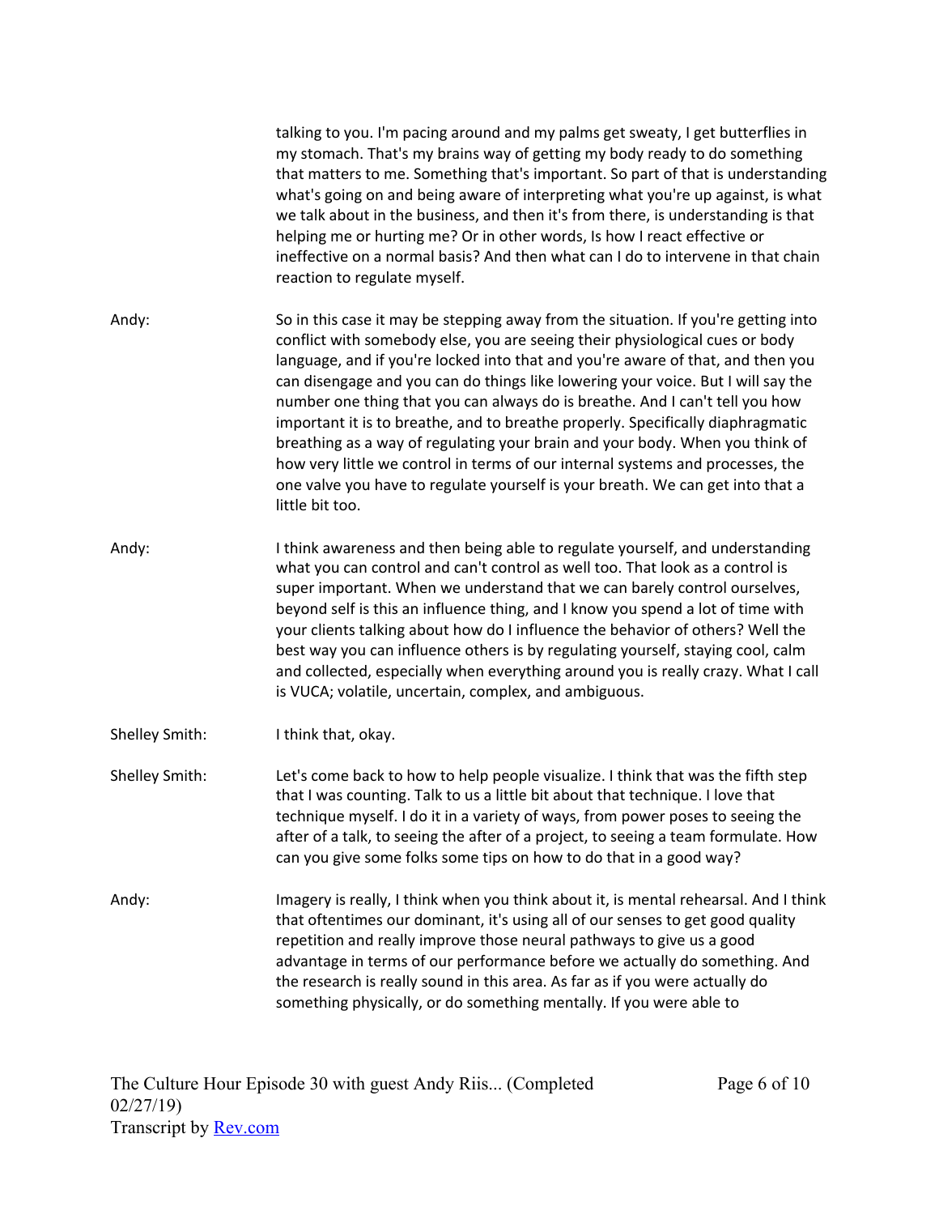talking to you. I'm pacing around and my palms get sweaty, I get butterflies in my stomach. That's my brains way of getting my body ready to do something that matters to me. Something that's important. So part of that is understanding what's going on and being aware of interpreting what you're up against, is what we talk about in the business, and then it's from there, is understanding is that helping me or hurting me? Or in other words, Is how I react effective or ineffective on a normal basis? And then what can I do to intervene in that chain reaction to regulate myself.

Andy: So in this case it may be stepping away from the situation. If you're getting into conflict with somebody else, you are seeing their physiological cues or body language, and if you're locked into that and you're aware of that, and then you can disengage and you can do things like lowering your voice. But I will say the number one thing that you can always do is breathe. And I can't tell you how important it is to breathe, and to breathe properly. Specifically diaphragmatic breathing as a way of regulating your brain and your body. When you think of how very little we control in terms of our internal systems and processes, the one valve you have to regulate yourself is your breath. We can get into that a little bit too.

Andy: I think awareness and then being able to regulate yourself, and understanding what you can control and can't control as well too. That look as a control is super important. When we understand that we can barely control ourselves, beyond self is this an influence thing, and I know you spend a lot of time with your clients talking about how do I influence the behavior of others? Well the best way you can influence others is by regulating yourself, staying cool, calm and collected, especially when everything around you is really crazy. What I call is VUCA; volatile, uncertain, complex, and ambiguous.

Shelley Smith: I think that, okay.

Shelley Smith: Let's come back to how to help people visualize. I think that was the fifth step that I was counting. Talk to us a little bit about that technique. I love that technique myself. I do it in a variety of ways, from power poses to seeing the after of a talk, to seeing the after of a project, to seeing a team formulate. How can you give some folks some tips on how to do that in a good way?

Andy: Imagery is really, I think when you think about it, is mental rehearsal. And I think that oftentimes our dominant, it's using all of our senses to get good quality repetition and really improve those neural pathways to give us a good advantage in terms of our performance before we actually do something. And the research is really sound in this area. As far as if you were actually do something physically, or do something mentally. If you were able to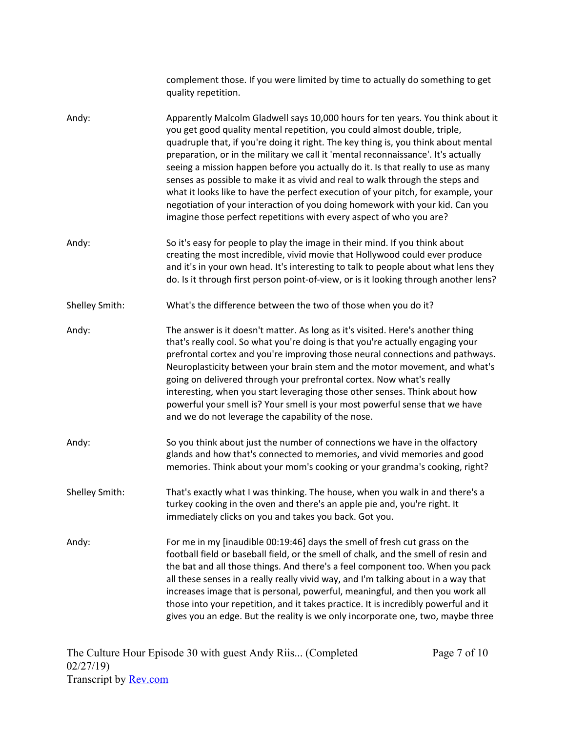complement those. If you were limited by time to actually do something to get quality repetition.

Andy: Apparently Malcolm Gladwell says 10,000 hours for ten years. You think about it you get good quality mental repetition, you could almost double, triple, quadruple that, if you're doing it right. The key thing is, you think about mental preparation, or in the military we call it 'mental reconnaissance'. It's actually seeing a mission happen before you actually do it. Is that really to use as many senses as possible to make it as vivid and real to walk through the steps and what it looks like to have the perfect execution of your pitch, for example, your negotiation of your interaction of you doing homework with your kid. Can you imagine those perfect repetitions with every aspect of who you are?

Andy: So it's easy for people to play the image in their mind. If you think about creating the most incredible, vivid movie that Hollywood could ever produce and it's in your own head. It's interesting to talk to people about what lens they do. Is it through first person point-of-view, or is it looking through another lens?

Shelley Smith: What's the difference between the two of those when you do it?

Andy: The answer is it doesn't matter. As long as it's visited. Here's another thing that's really cool. So what you're doing is that you're actually engaging your prefrontal cortex and you're improving those neural connections and pathways. Neuroplasticity between your brain stem and the motor movement, and what's going on delivered through your prefrontal cortex. Now what's really interesting, when you start leveraging those other senses. Think about how powerful your smell is? Your smell is your most powerful sense that we have and we do not leverage the capability of the nose.

Andy: So you think about just the number of connections we have in the olfactory glands and how that's connected to memories, and vivid memories and good memories. Think about your mom's cooking or your grandma's cooking, right?

Shelley Smith: That's exactly what I was thinking. The house, when you walk in and there's a turkey cooking in the oven and there's an apple pie and, you're right. It immediately clicks on you and takes you back. Got you.

Andy: For me in my [inaudible 00:19:46] days the smell of fresh cut grass on the football field or baseball field, or the smell of chalk, and the smell of resin and the bat and all those things. And there's a feel component too. When you pack all these senses in a really really vivid way, and I'm talking about in a way that increases image that is personal, powerful, meaningful, and then you work all those into your repetition, and it takes practice. It is incredibly powerful and it gives you an edge. But the reality is we only incorporate one, two, maybe three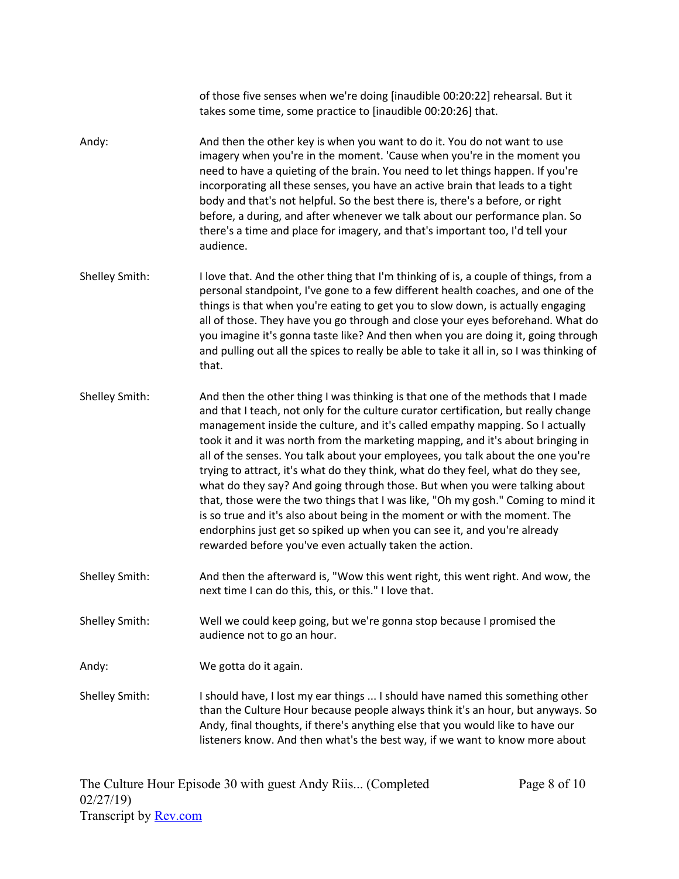of those five senses when we're doing [inaudible 00:20:22] rehearsal. But it takes some time, some practice to [inaudible 00:20:26] that.

**Andy:** And then the other key is when you want to do it. You do not want to use imagery when you're in the moment. 'Cause when you're in the moment you need to have a quieting of the brain. You need to let things happen. If you're incorporating all these senses, you have an active brain that leads to a tight body and that's not helpful. So the best there is, there's a before, or right before, a during, and after whenever we talk about our performance plan. So there's a time and place for imagery, and that's important too, I'd tell your audience.

**Shelley Smith:** I love that. And the other thing that I'm thinking of is, a couple of things, from a personal standpoint, I've gone to a few different health coaches, and one of the things is that when you're eating to get you to slow down, is actually engaging all of those. They have you go through and close your eyes beforehand. What do you imagine it's gonna taste like? And then when you are doing it, going through and pulling out all the spices to really be able to take it all in, so I was thinking of that.

**Shelley Smith:** And then the other thing I was thinking is that one of the methods that I made and that I teach, not only for the culture curator certification, but really change management inside the culture, and it's called empathy mapping. So I actually took it and it was north from the marketing mapping, and it's about bringing in all of the senses. You talk about your employees, you talk about the one you're trying to attract, it's what do they think, what do they feel, what do they see, what do they say? And going through those. But when you were talking about that, those were the two things that I was like, "Oh my gosh." Coming to mind it is so true and it's also about being in the moment or with the moment. The endorphins just get so spiked up when you can see it, and you're already rewarded before you've even actually taken the action.

**Shelley Smith:** And then the afterward is, "Wow this went right, this went right. And wow, the next time I can do this, this, or this." I love that.

**Shelley Smith:** Well we could keep going, but we're gonna stop because I promised the audience not to go an hour.

**Andy:** We gotta do it again.

**Shelley Smith:** I should have, I lost my ear things ... I should have named this something other than the Culture Hour because people always think it's an hour, but anyways. So Andy, final thoughts, if there's anything else that you would like to have our listeners know. And then what's the best way, if we want to know more about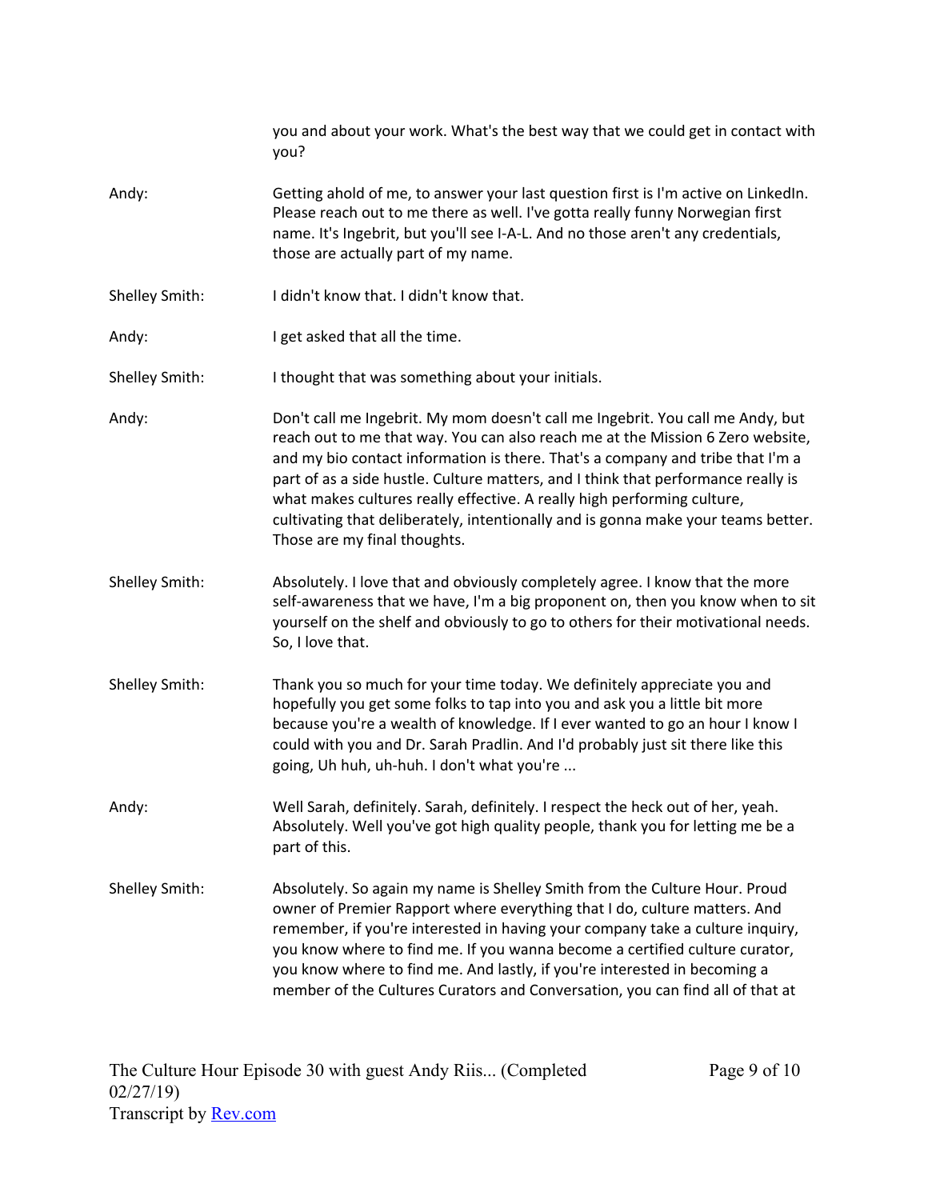you and about your work. What's the best way that we could get in contact with you?

Andy: Getting ahold of me, to answer your last question first is I'm active on LinkedIn. Please reach out to me there as well. I've gotta really funny Norwegian first name. It's Ingebrit, but you'll see I-A-L. And no those aren't any credentials, those are actually part of my name.

Shelley Smith: I didn't know that. I didn't know that.

Andy: I get asked that all the time.

Shelley Smith: I thought that was something about your initials.

Andy: Don't call me Ingebrit. My mom doesn't call me Ingebrit. You call me Andy, but reach out to me that way. You can also reach me at the Mission 6 Zero website, and my bio contact information is there. That's a company and tribe that I'm a part of as a side hustle. Culture matters, and I think that performance really is what makes cultures really effective. A really high performing culture, cultivating that deliberately, intentionally and is gonna make your teams better. Those are my final thoughts.

Shelley Smith: Absolutely. I love that and obviously completely agree. I know that the more self-awareness that we have, I'm a big proponent on, then you know when to sit yourself on the shelf and obviously to go to others for their motivational needs. So, I love that.

Shelley Smith: Thank you so much for your time today. We definitely appreciate you and hopefully you get some folks to tap into you and ask you a little bit more because you're a wealth of knowledge. If I ever wanted to go an hour I know I could with you and Dr. Sarah Pradlin. And I'd probably just sit there like this going, Uh huh, uh-huh. I don't what you're ...

Andy: Well Sarah, definitely. Sarah, definitely. I respect the heck out of her, yeah. Absolutely. Well you've got high quality people, thank you for letting me be a part of this.

Shelley Smith: Absolutely. So again my name is Shelley Smith from the Culture Hour. Proud owner of Premier Rapport where everything that I do, culture matters. And remember, if you're interested in having your company take a culture inquiry, you know where to find me. If you wanna become a certified culture curator, you know where to find me. And lastly, if you're interested in becoming a member of the Cultures Curators and Conversation, you can find all of that at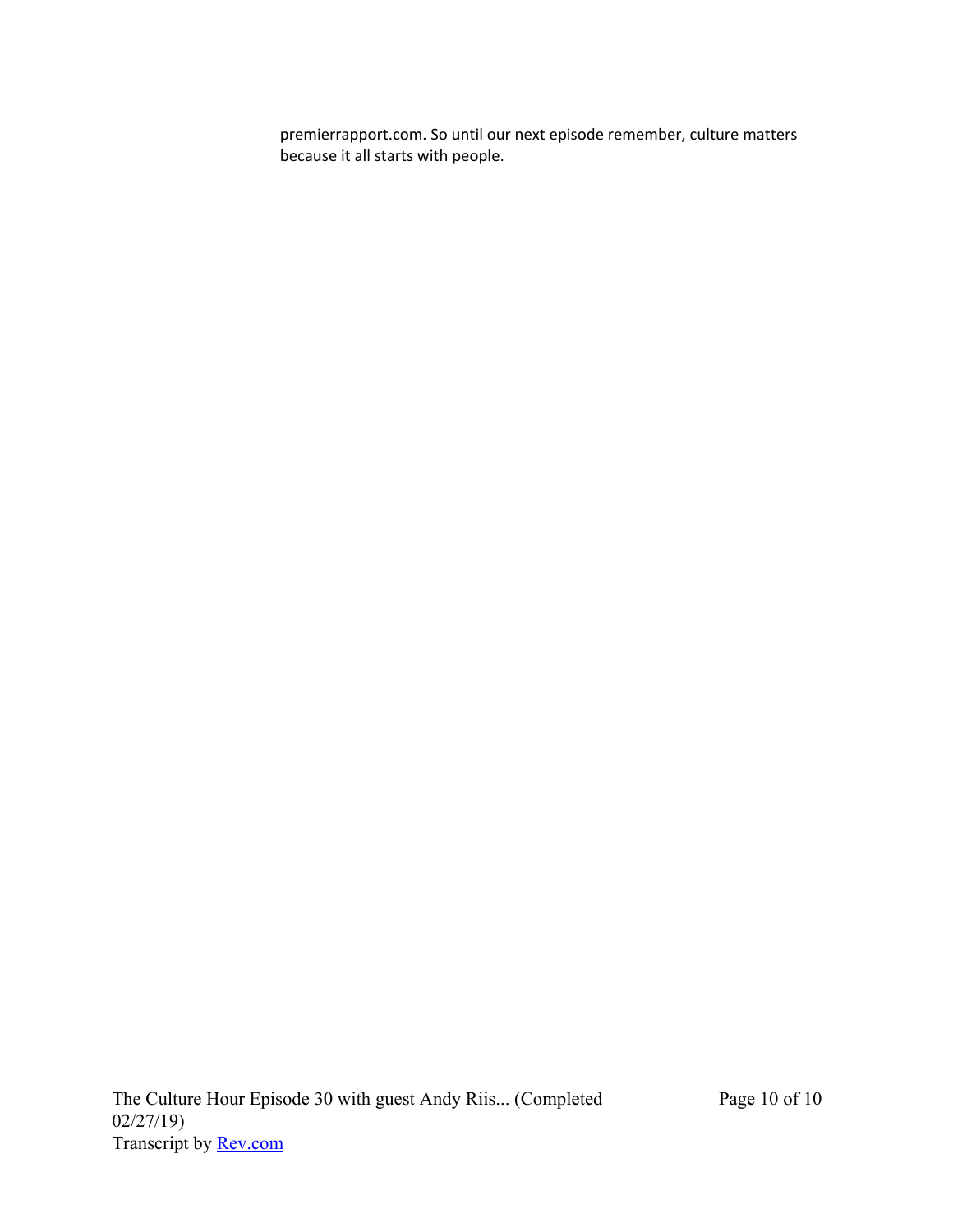premierrapport.com. So until our next episode remember, culture matters because it all starts with people.